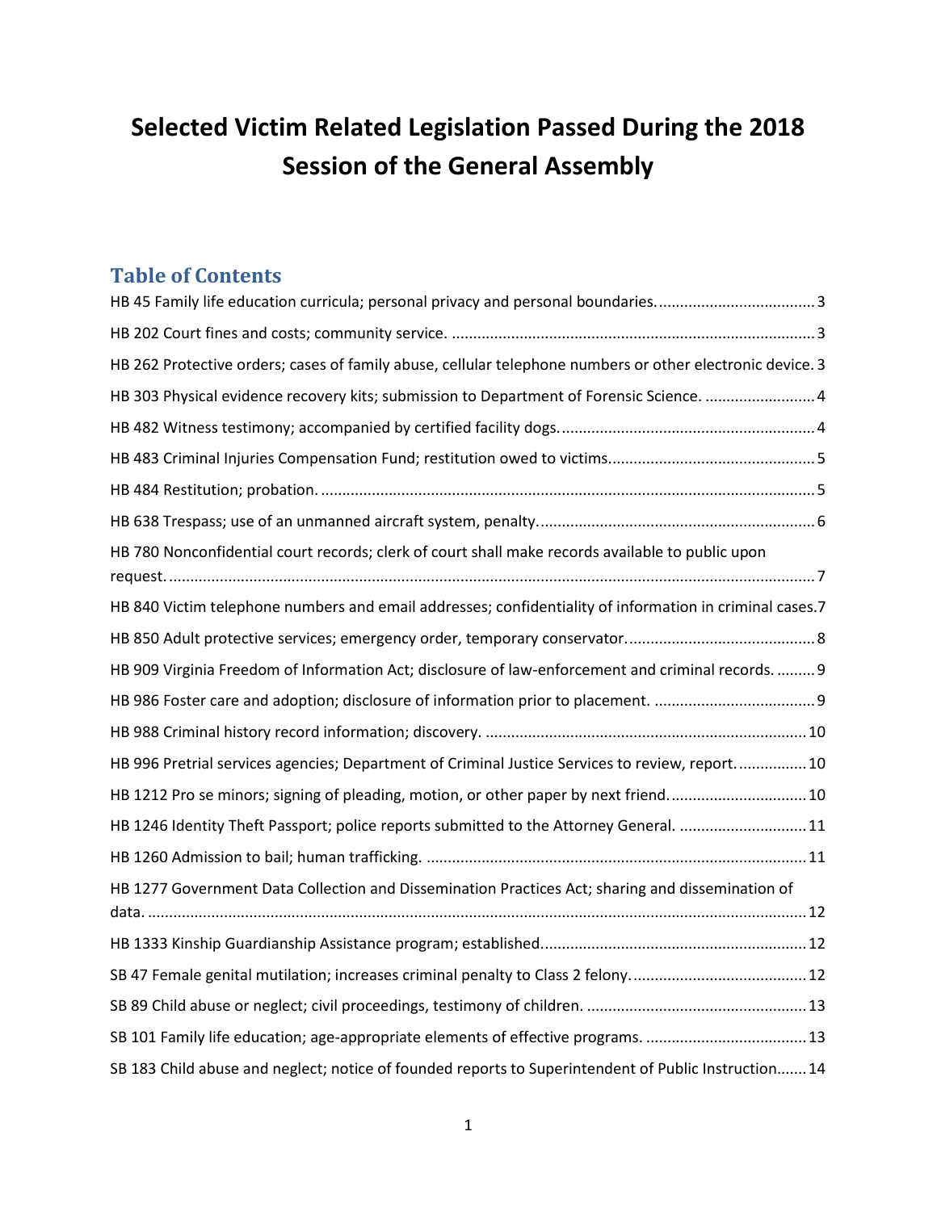# Selected Victim Related Legislation Passed During the 2018 Session of the General Assembly

## Table of Contents

HB 45 Family life education curricula; personal privacy and personal boundaries. 3

HB 202 Court fines and costs; community service. 3

HB 262 Protective orders; cases of family abuse, cellular telephone numbers or other electronic device. 3

HB 303 Physical evidence recovery kits; submission to Department of Forensic Science. 4

HB 482 Witness testimony; accompanied by certified facility dogs. 4

HB 483 Criminal Injuries Compensation Fund; restitution owed to victims. 5

HB 484 Restitution; probation. 5

HB 638 Trespass; use of an unmanned aircraft system, penalty. 6

HB 780 Nonconfidential court records; clerk of court shall make records available to public upon request. 7

HB 840 Victim telephone numbers and email addresses; confidentiality of information in criminal cases. 7

HB 850 Adult protective services; emergency order, temporary conservator. 8

HB 909 Virginia Freedom of Information Act; disclosure of law-enforcement and criminal records. 9

HB 986 Foster care and adoption; disclosure of information prior to placement. 9

HB 988 Criminal history record information; discovery. 10

HB 996 Pretrial services agencies; Department of Criminal Justice Services to review, report. 10

HB 1212 Pro se minors; signing of pleading, motion, or other paper by next friend. 10

HB 1246 Identity Theft Passport; police reports submitted to the Attorney General. 11

HB 1260 Admission to bail; human trafficking. 11

HB 1277 Government Data Collection and Dissemination Practices Act; sharing and dissemination of data. 12

HB 1333 Kinship Guardianship Assistance program; established. 12

SB 47 Female genital mutilation; increases criminal penalty to Class 2 felony. 12

SB 89 Child abuse or neglect; civil proceedings, testimony of children. 13

SB 101 Family life education; age-appropriate elements of effective programs. 13

SB 183 Child abuse and neglect; notice of founded reports to Superintendent of Public Instruction 14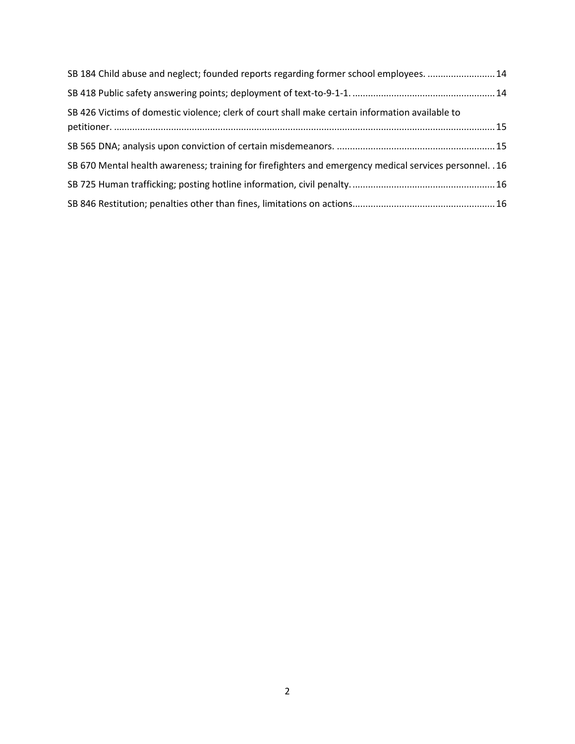SB 184 Child abuse and neglect; founded reports regarding former school employees. .......................... 14

SB 418 Public safety answering points; deployment of text-to-9-1-1. ....................................................... 14

SB 426 Victims of domestic violence; clerk of court shall make certain information available to petitioner. ................................................................................................................................................. 15

SB 565 DNA; analysis upon conviction of certain misdemeanors. ............................................................ 15

SB 670 Mental health awareness; training for firefighters and emergency medical services personnel. . 16

SB 725 Human trafficking; posting hotline information, civil penalty. ....................................................... 16

SB 846 Restitution; penalties other than fines, limitations on actions....................................................... 16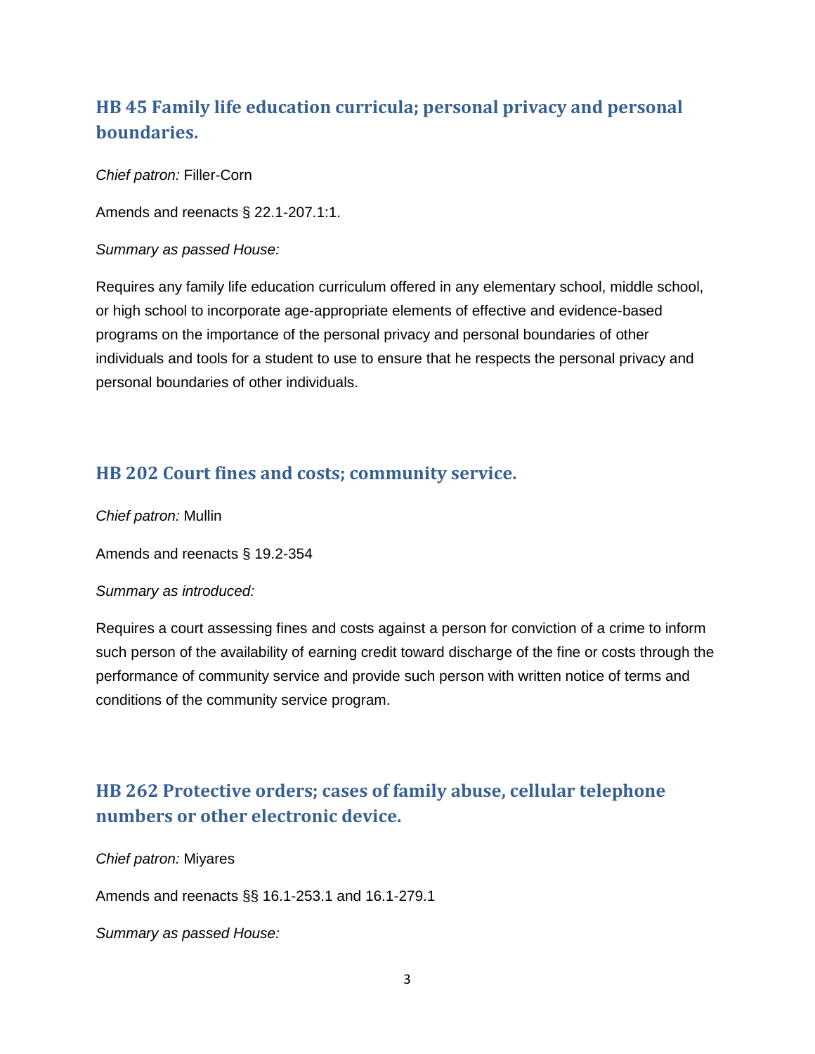## HB 45 Family life education curricula; personal privacy and personal boundaries.

*Chief patron:* Filler-Corn

Amends and reenacts § 22.1-207.1:1.

*Summary as passed House:*

Requires any family life education curriculum offered in any elementary school, middle school, or high school to incorporate age-appropriate elements of effective and evidence-based programs on the importance of the personal privacy and personal boundaries of other individuals and tools for a student to use to ensure that he respects the personal privacy and personal boundaries of other individuals.

## HB 202 Court fines and costs; community service.

*Chief patron:* Mullin

Amends and reenacts § 19.2-354

*Summary as introduced:*

Requires a court assessing fines and costs against a person for conviction of a crime to inform such person of the availability of earning credit toward discharge of the fine or costs through the performance of community service and provide such person with written notice of terms and conditions of the community service program.

## HB 262 Protective orders; cases of family abuse, cellular telephone numbers or other electronic device.

*Chief patron:* Miyares

Amends and reenacts §§ 16.1-253.1 and 16.1-279.1

*Summary as passed House:*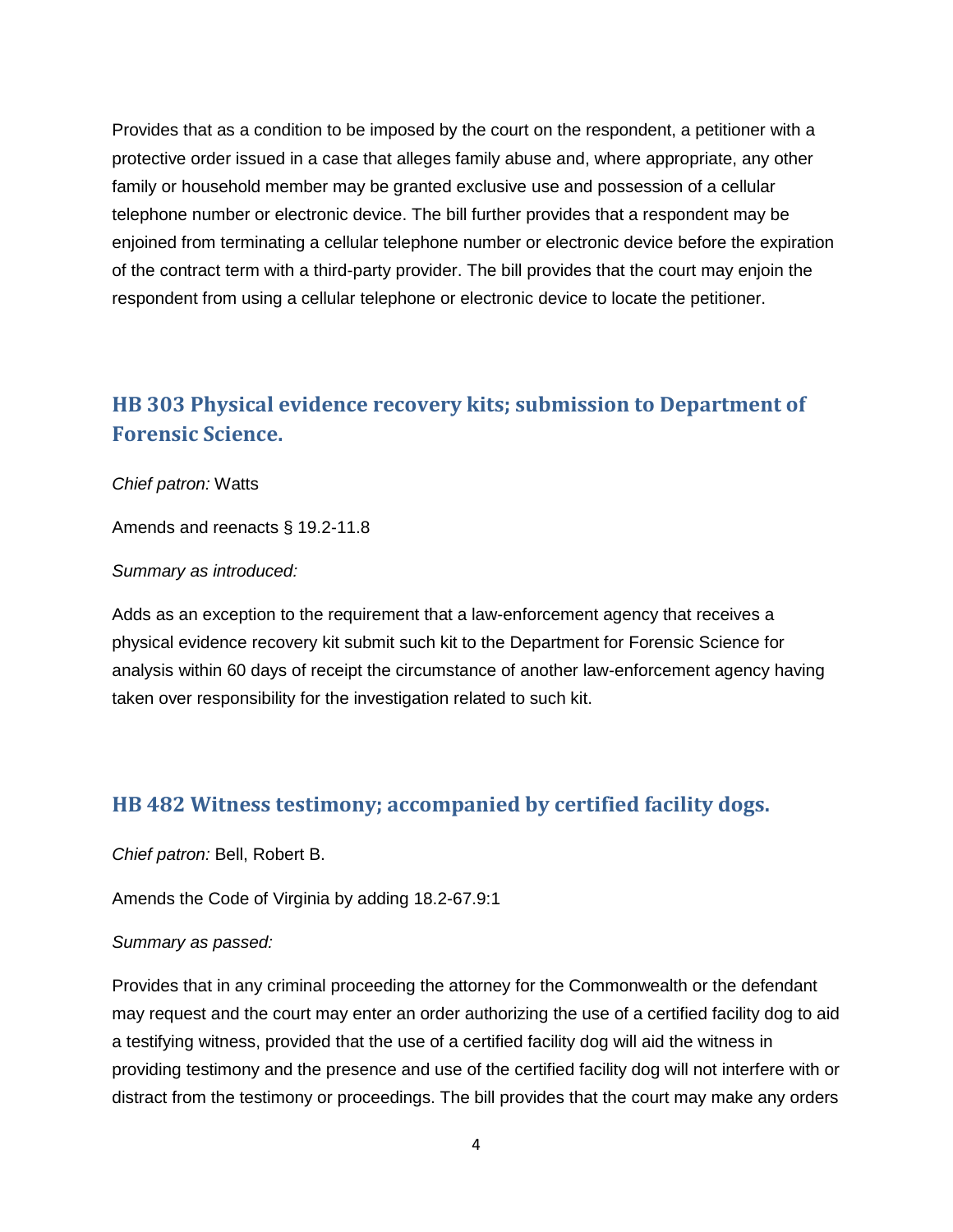Provides that as a condition to be imposed by the court on the respondent, a petitioner with a protective order issued in a case that alleges family abuse and, where appropriate, any other family or household member may be granted exclusive use and possession of a cellular telephone number or electronic device. The bill further provides that a respondent may be enjoined from terminating a cellular telephone number or electronic device before the expiration of the contract term with a third-party provider. The bill provides that the court may enjoin the respondent from using a cellular telephone or electronic device to locate the petitioner.

## HB 303 Physical evidence recovery kits; submission to Department of Forensic Science.

*Chief patron:* Watts

Amends and reenacts § 19.2-11.8

*Summary as introduced:*

Adds as an exception to the requirement that a law-enforcement agency that receives a physical evidence recovery kit submit such kit to the Department for Forensic Science for analysis within 60 days of receipt the circumstance of another law-enforcement agency having taken over responsibility for the investigation related to such kit.

## HB 482 Witness testimony; accompanied by certified facility dogs.

*Chief patron:* Bell, Robert B.

Amends the Code of Virginia by adding 18.2-67.9:1

*Summary as passed:*

Provides that in any criminal proceeding the attorney for the Commonwealth or the defendant may request and the court may enter an order authorizing the use of a certified facility dog to aid a testifying witness, provided that the use of a certified facility dog will aid the witness in providing testimony and the presence and use of the certified facility dog will not interfere with or distract from the testimony or proceedings. The bill provides that the court may make any orders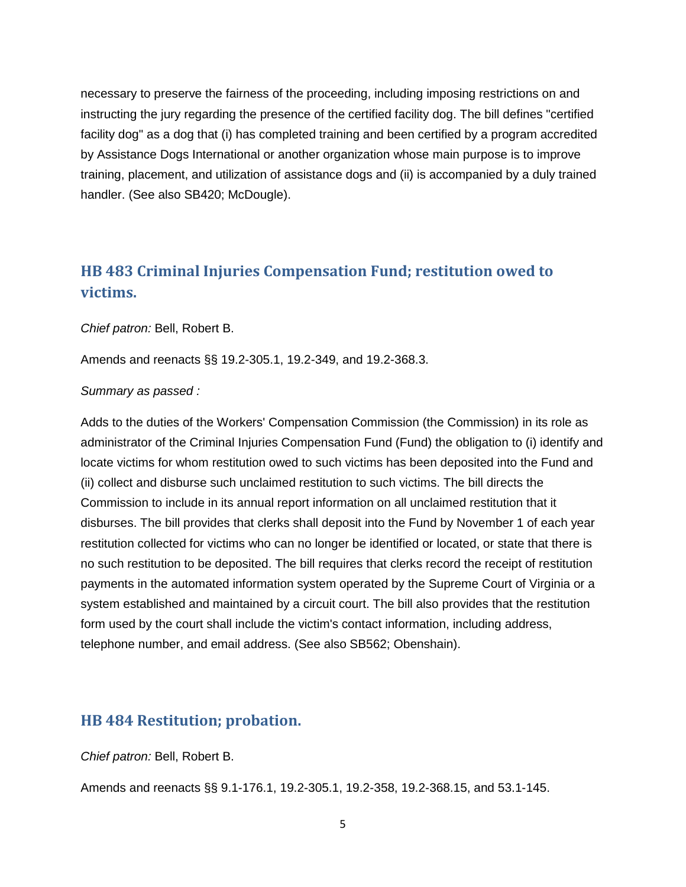necessary to preserve the fairness of the proceeding, including imposing restrictions on and instructing the jury regarding the presence of the certified facility dog. The bill defines "certified facility dog" as a dog that (i) has completed training and been certified by a program accredited by Assistance Dogs International or another organization whose main purpose is to improve training, placement, and utilization of assistance dogs and (ii) is accompanied by a duly trained handler. (See also SB420; McDougle).

## HB 483 Criminal Injuries Compensation Fund; restitution owed to victims.

*Chief patron:* Bell, Robert B.

Amends and reenacts §§ 19.2-305.1, 19.2-349, and 19.2-368.3.

*Summary as passed :*

Adds to the duties of the Workers' Compensation Commission (the Commission) in its role as administrator of the Criminal Injuries Compensation Fund (Fund) the obligation to (i) identify and locate victims for whom restitution owed to such victims has been deposited into the Fund and (ii) collect and disburse such unclaimed restitution to such victims. The bill directs the Commission to include in its annual report information on all unclaimed restitution that it disburses. The bill provides that clerks shall deposit into the Fund by November 1 of each year restitution collected for victims who can no longer be identified or located, or state that there is no such restitution to be deposited. The bill requires that clerks record the receipt of restitution payments in the automated information system operated by the Supreme Court of Virginia or a system established and maintained by a circuit court. The bill also provides that the restitution form used by the court shall include the victim's contact information, including address, telephone number, and email address. (See also SB562; Obenshain).

## HB 484 Restitution; probation.

*Chief patron:* Bell, Robert B.

Amends and reenacts §§ 9.1-176.1, 19.2-305.1, 19.2-358, 19.2-368.15, and 53.1-145.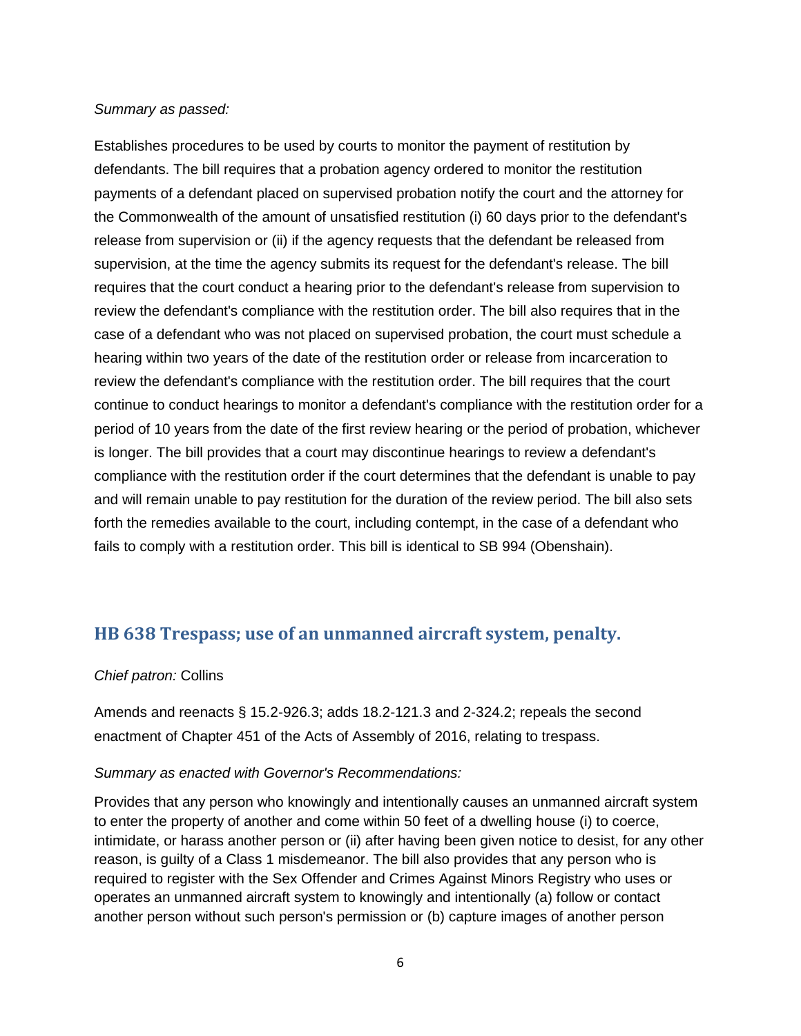*Summary as passed:*

Establishes procedures to be used by courts to monitor the payment of restitution by defendants. The bill requires that a probation agency ordered to monitor the restitution payments of a defendant placed on supervised probation notify the court and the attorney for the Commonwealth of the amount of unsatisfied restitution (i) 60 days prior to the defendant's release from supervision or (ii) if the agency requests that the defendant be released from supervision, at the time the agency submits its request for the defendant's release. The bill requires that the court conduct a hearing prior to the defendant's release from supervision to review the defendant's compliance with the restitution order. The bill also requires that in the case of a defendant who was not placed on supervised probation, the court must schedule a hearing within two years of the date of the restitution order or release from incarceration to review the defendant's compliance with the restitution order. The bill requires that the court continue to conduct hearings to monitor a defendant's compliance with the restitution order for a period of 10 years from the date of the first review hearing or the period of probation, whichever is longer. The bill provides that a court may discontinue hearings to review a defendant's compliance with the restitution order if the court determines that the defendant is unable to pay and will remain unable to pay restitution for the duration of the review period. The bill also sets forth the remedies available to the court, including contempt, in the case of a defendant who fails to comply with a restitution order. This bill is identical to SB 994 (Obenshain).

## HB 638 Trespass; use of an unmanned aircraft system, penalty.

*Chief patron:* Collins

Amends and reenacts § 15.2-926.3; adds 18.2-121.3 and 2-324.2; repeals the second enactment of Chapter 451 of the Acts of Assembly of 2016, relating to trespass.

*Summary as enacted with Governor's Recommendations:*

Provides that any person who knowingly and intentionally causes an unmanned aircraft system to enter the property of another and come within 50 feet of a dwelling house (i) to coerce, intimidate, or harass another person or (ii) after having been given notice to desist, for any other reason, is guilty of a Class 1 misdemeanor. The bill also provides that any person who is required to register with the Sex Offender and Crimes Against Minors Registry who uses or operates an unmanned aircraft system to knowingly and intentionally (a) follow or contact another person without such person's permission or (b) capture images of another person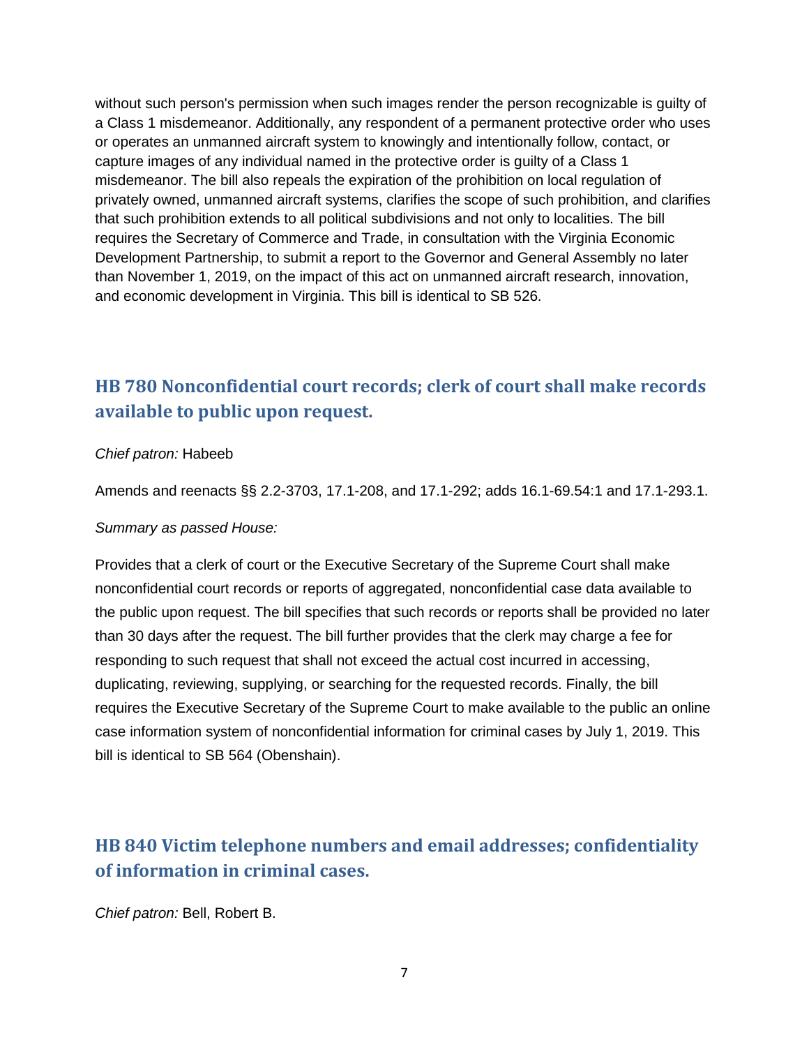without such person's permission when such images render the person recognizable is guilty of a Class 1 misdemeanor. Additionally, any respondent of a permanent protective order who uses or operates an unmanned aircraft system to knowingly and intentionally follow, contact, or capture images of any individual named in the protective order is guilty of a Class 1 misdemeanor. The bill also repeals the expiration of the prohibition on local regulation of privately owned, unmanned aircraft systems, clarifies the scope of such prohibition, and clarifies that such prohibition extends to all political subdivisions and not only to localities. The bill requires the Secretary of Commerce and Trade, in consultation with the Virginia Economic Development Partnership, to submit a report to the Governor and General Assembly no later than November 1, 2019, on the impact of this act on unmanned aircraft research, innovation, and economic development in Virginia. This bill is identical to SB 526.

## HB 780 Nonconfidential court records; clerk of court shall make records available to public upon request.

*Chief patron:* Habeeb

Amends and reenacts §§ 2.2-3703, 17.1-208, and 17.1-292; adds 16.1-69.54:1 and 17.1-293.1.

*Summary as passed House:*

Provides that a clerk of court or the Executive Secretary of the Supreme Court shall make nonconfidential court records or reports of aggregated, nonconfidential case data available to the public upon request. The bill specifies that such records or reports shall be provided no later than 30 days after the request. The bill further provides that the clerk may charge a fee for responding to such request that shall not exceed the actual cost incurred in accessing, duplicating, reviewing, supplying, or searching for the requested records. Finally, the bill requires the Executive Secretary of the Supreme Court to make available to the public an online case information system of nonconfidential information for criminal cases by July 1, 2019. This bill is identical to SB 564 (Obenshain).

## HB 840 Victim telephone numbers and email addresses; confidentiality of information in criminal cases.

*Chief patron:* Bell, Robert B.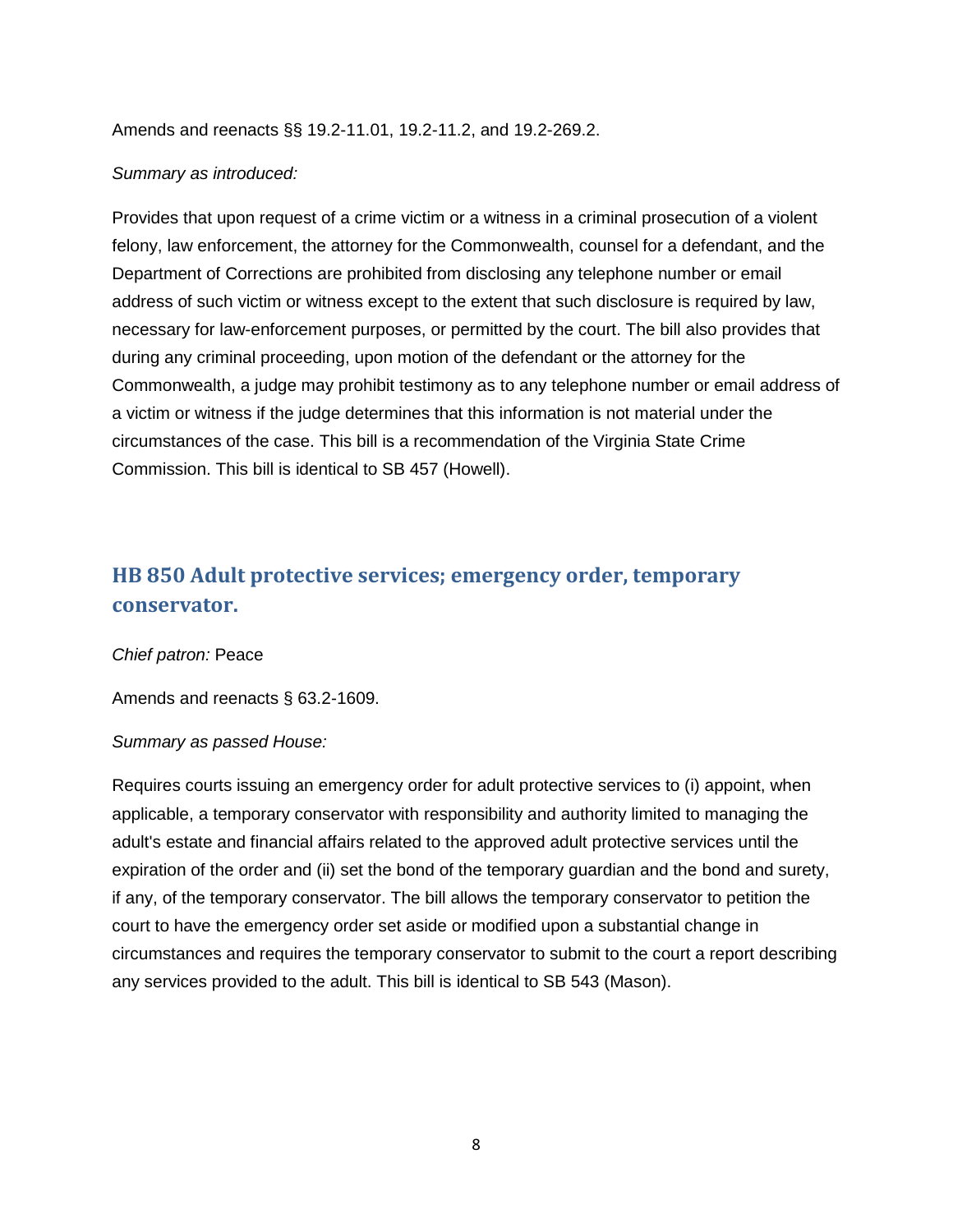Amends and reenacts §§ 19.2-11.01, 19.2-11.2, and 19.2-269.2.

*Summary as introduced:*

Provides that upon request of a crime victim or a witness in a criminal prosecution of a violent felony, law enforcement, the attorney for the Commonwealth, counsel for a defendant, and the Department of Corrections are prohibited from disclosing any telephone number or email address of such victim or witness except to the extent that such disclosure is required by law, necessary for law-enforcement purposes, or permitted by the court. The bill also provides that during any criminal proceeding, upon motion of the defendant or the attorney for the Commonwealth, a judge may prohibit testimony as to any telephone number or email address of a victim or witness if the judge determines that this information is not material under the circumstances of the case. This bill is a recommendation of the Virginia State Crime Commission. This bill is identical to SB 457 (Howell).

## HB 850 Adult protective services; emergency order, temporary conservator.

*Chief patron:* Peace

Amends and reenacts § 63.2-1609.

*Summary as passed House:*

Requires courts issuing an emergency order for adult protective services to (i) appoint, when applicable, a temporary conservator with responsibility and authority limited to managing the adult's estate and financial affairs related to the approved adult protective services until the expiration of the order and (ii) set the bond of the temporary guardian and the bond and surety, if any, of the temporary conservator. The bill allows the temporary conservator to petition the court to have the emergency order set aside or modified upon a substantial change in circumstances and requires the temporary conservator to submit to the court a report describing any services provided to the adult. This bill is identical to SB 543 (Mason).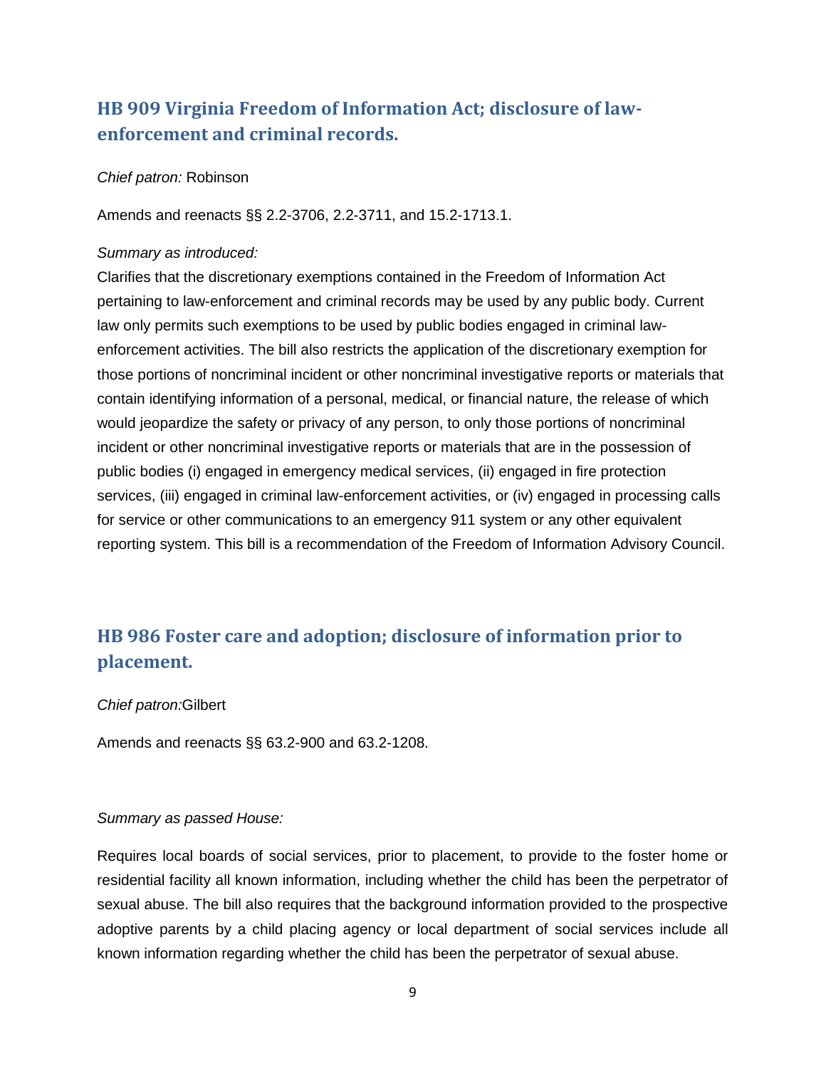## HB 909 Virginia Freedom of Information Act; disclosure of law-enforcement and criminal records.

*Chief patron:* Robinson

Amends and reenacts §§ 2.2-3706, 2.2-3711, and 15.2-1713.1.

*Summary as introduced:*
Clarifies that the discretionary exemptions contained in the Freedom of Information Act pertaining to law-enforcement and criminal records may be used by any public body. Current law only permits such exemptions to be used by public bodies engaged in criminal law-enforcement activities. The bill also restricts the application of the discretionary exemption for those portions of noncriminal incident or other noncriminal investigative reports or materials that contain identifying information of a personal, medical, or financial nature, the release of which would jeopardize the safety or privacy of any person, to only those portions of noncriminal incident or other noncriminal investigative reports or materials that are in the possession of public bodies (i) engaged in emergency medical services, (ii) engaged in fire protection services, (iii) engaged in criminal law-enforcement activities, or (iv) engaged in processing calls for service or other communications to an emergency 911 system or any other equivalent reporting system. This bill is a recommendation of the Freedom of Information Advisory Council.

## HB 986 Foster care and adoption; disclosure of information prior to placement.

*Chief patron:*Gilbert

Amends and reenacts §§ 63.2-900 and 63.2-1208.

*Summary as passed House:*

Requires local boards of social services, prior to placement, to provide to the foster home or residential facility all known information, including whether the child has been the perpetrator of sexual abuse. The bill also requires that the background information provided to the prospective adoptive parents by a child placing agency or local department of social services include all known information regarding whether the child has been the perpetrator of sexual abuse.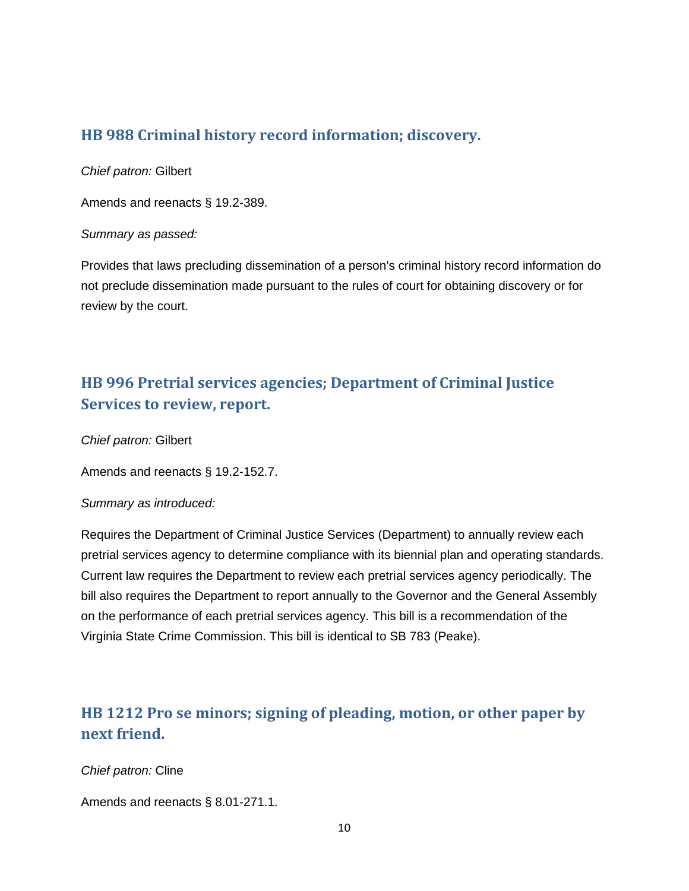## HB 988 Criminal history record information; discovery.

*Chief patron:* Gilbert

Amends and reenacts § 19.2-389.

*Summary as passed:*

Provides that laws precluding dissemination of a person's criminal history record information do not preclude dissemination made pursuant to the rules of court for obtaining discovery or for review by the court.

## HB 996 Pretrial services agencies; Department of Criminal Justice Services to review, report.

*Chief patron:* Gilbert

Amends and reenacts § 19.2-152.7.

*Summary as introduced:*

Requires the Department of Criminal Justice Services (Department) to annually review each pretrial services agency to determine compliance with its biennial plan and operating standards. Current law requires the Department to review each pretrial services agency periodically. The bill also requires the Department to report annually to the Governor and the General Assembly on the performance of each pretrial services agency. This bill is a recommendation of the Virginia State Crime Commission. This bill is identical to SB 783 (Peake).

## HB 1212 Pro se minors; signing of pleading, motion, or other paper by next friend.

*Chief patron:* Cline

Amends and reenacts § 8.01-271.1.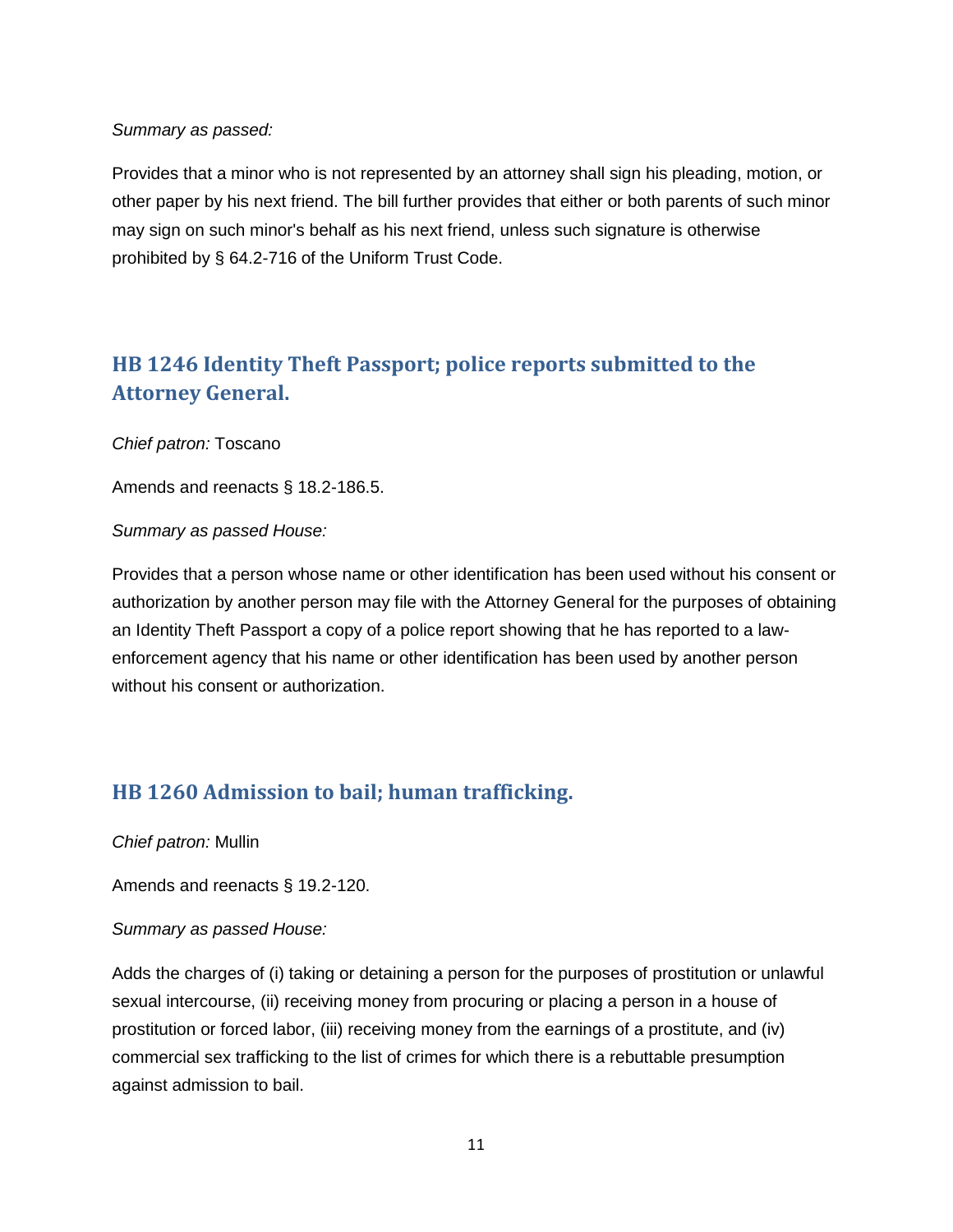*Summary as passed:*

Provides that a minor who is not represented by an attorney shall sign his pleading, motion, or other paper by his next friend. The bill further provides that either or both parents of such minor may sign on such minor's behalf as his next friend, unless such signature is otherwise prohibited by § 64.2-716 of the Uniform Trust Code.

## HB 1246 Identity Theft Passport; police reports submitted to the Attorney General.

*Chief patron:* Toscano

Amends and reenacts § 18.2-186.5.

*Summary as passed House:*

Provides that a person whose name or other identification has been used without his consent or authorization by another person may file with the Attorney General for the purposes of obtaining an Identity Theft Passport a copy of a police report showing that he has reported to a law-enforcement agency that his name or other identification has been used by another person without his consent or authorization.

## HB 1260 Admission to bail; human trafficking.

*Chief patron:* Mullin

Amends and reenacts § 19.2-120.

*Summary as passed House:*

Adds the charges of (i) taking or detaining a person for the purposes of prostitution or unlawful sexual intercourse, (ii) receiving money from procuring or placing a person in a house of prostitution or forced labor, (iii) receiving money from the earnings of a prostitute, and (iv) commercial sex trafficking to the list of crimes for which there is a rebuttable presumption against admission to bail.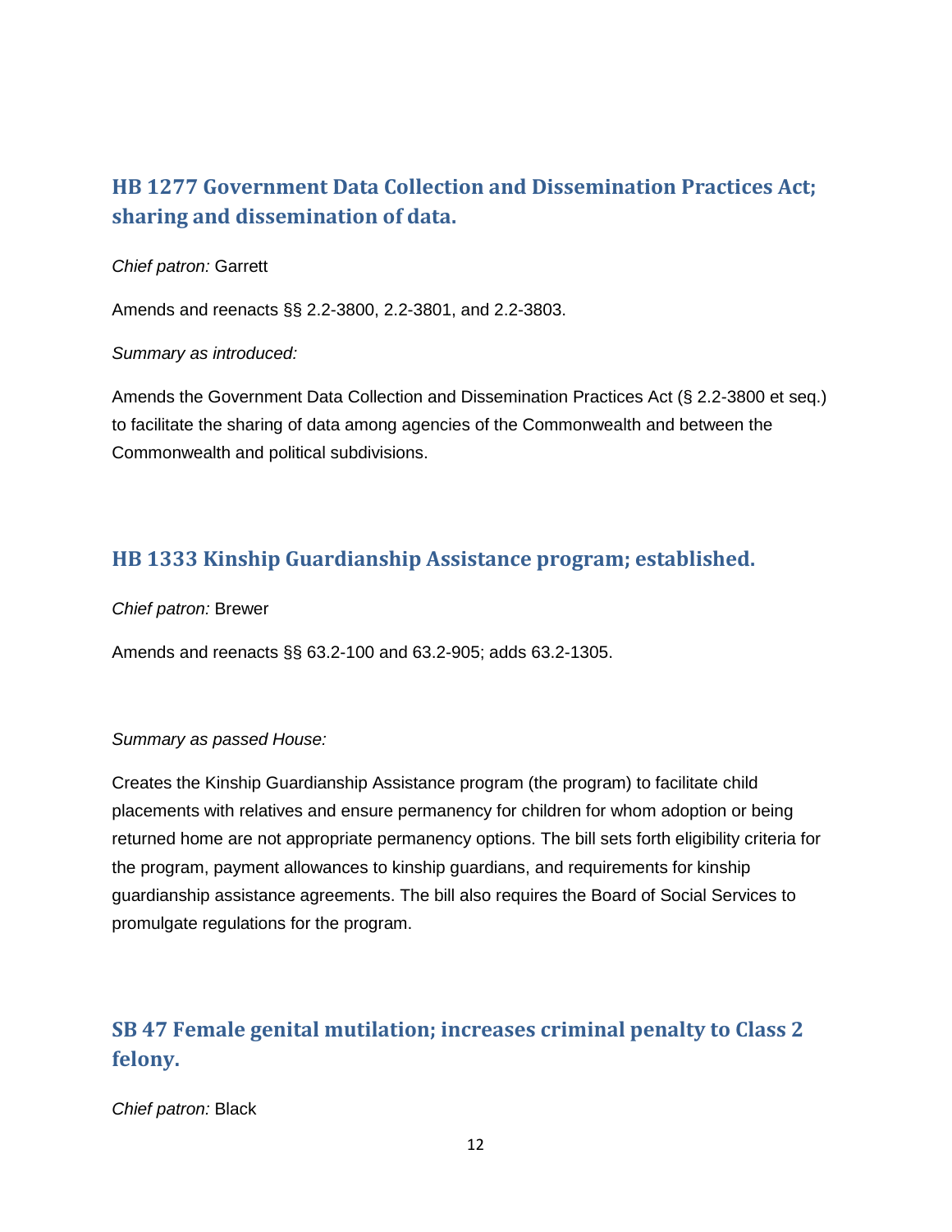## HB 1277 Government Data Collection and Dissemination Practices Act; sharing and dissemination of data.

*Chief patron:* Garrett

Amends and reenacts §§ 2.2-3800, 2.2-3801, and 2.2-3803.

*Summary as introduced:*

Amends the Government Data Collection and Dissemination Practices Act (§ 2.2-3800 et seq.) to facilitate the sharing of data among agencies of the Commonwealth and between the Commonwealth and political subdivisions.

## HB 1333 Kinship Guardianship Assistance program; established.

*Chief patron:* Brewer

Amends and reenacts §§ 63.2-100 and 63.2-905; adds 63.2-1305.

*Summary as passed House:*

Creates the Kinship Guardianship Assistance program (the program) to facilitate child placements with relatives and ensure permanency for children for whom adoption or being returned home are not appropriate permanency options. The bill sets forth eligibility criteria for the program, payment allowances to kinship guardians, and requirements for kinship guardianship assistance agreements. The bill also requires the Board of Social Services to promulgate regulations for the program.

## SB 47 Female genital mutilation; increases criminal penalty to Class 2 felony.

*Chief patron:* Black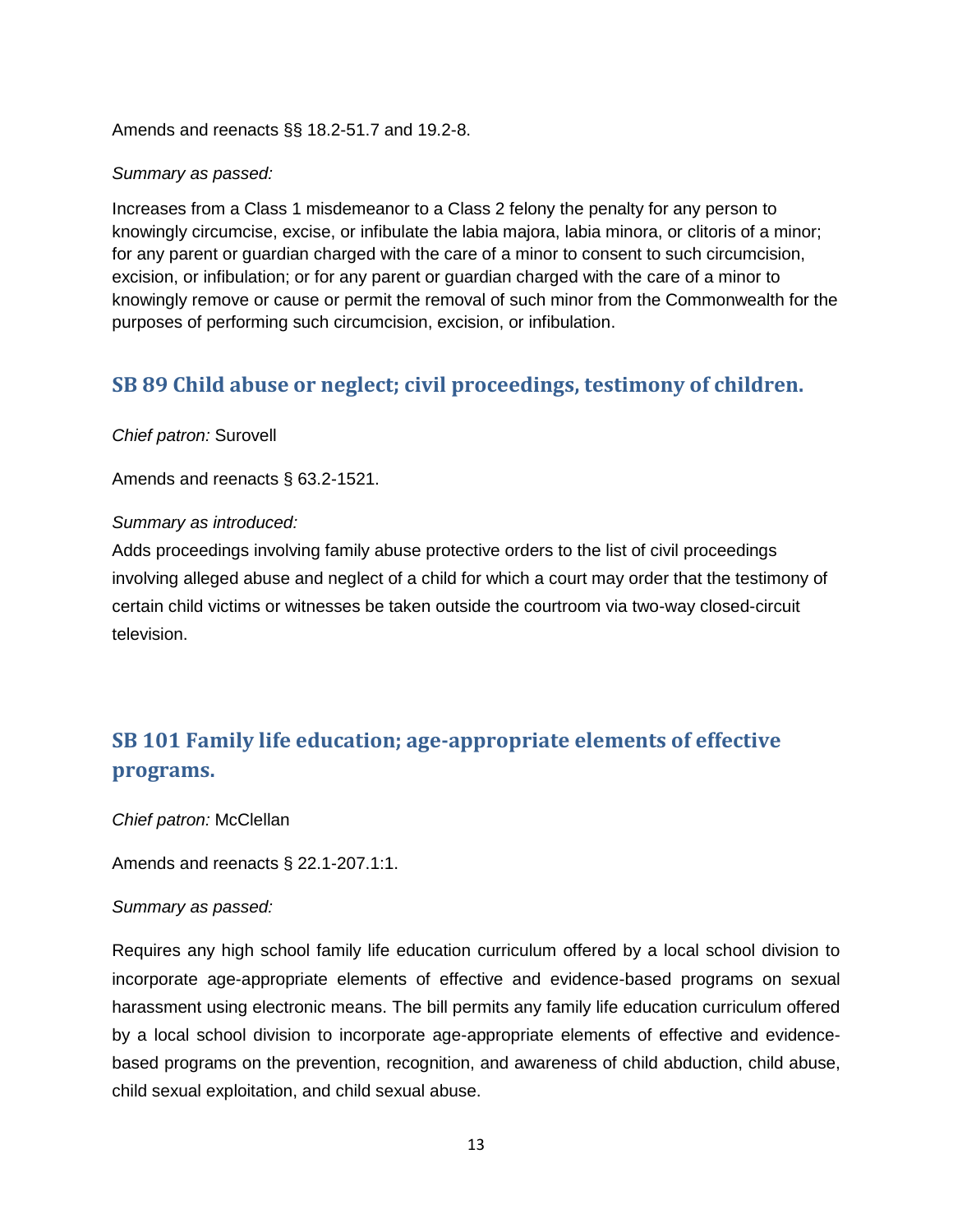Amends and reenacts §§ 18.2-51.7 and 19.2-8.

*Summary as passed:*

Increases from a Class 1 misdemeanor to a Class 2 felony the penalty for any person to knowingly circumcise, excise, or infibulate the labia majora, labia minora, or clitoris of a minor; for any parent or guardian charged with the care of a minor to consent to such circumcision, excision, or infibulation; or for any parent or guardian charged with the care of a minor to knowingly remove or cause or permit the removal of such minor from the Commonwealth for the purposes of performing such circumcision, excision, or infibulation.

## SB 89 Child abuse or neglect; civil proceedings, testimony of children.

*Chief patron:* Surovell

Amends and reenacts § 63.2-1521.

*Summary as introduced:*

Adds proceedings involving family abuse protective orders to the list of civil proceedings involving alleged abuse and neglect of a child for which a court may order that the testimony of certain child victims or witnesses be taken outside the courtroom via two-way closed-circuit television.

## SB 101 Family life education; age-appropriate elements of effective programs.

*Chief patron:* McClellan

Amends and reenacts § 22.1-207.1:1.

*Summary as passed:*

Requires any high school family life education curriculum offered by a local school division to incorporate age-appropriate elements of effective and evidence-based programs on sexual harassment using electronic means. The bill permits any family life education curriculum offered by a local school division to incorporate age-appropriate elements of effective and evidence-based programs on the prevention, recognition, and awareness of child abduction, child abuse, child sexual exploitation, and child sexual abuse.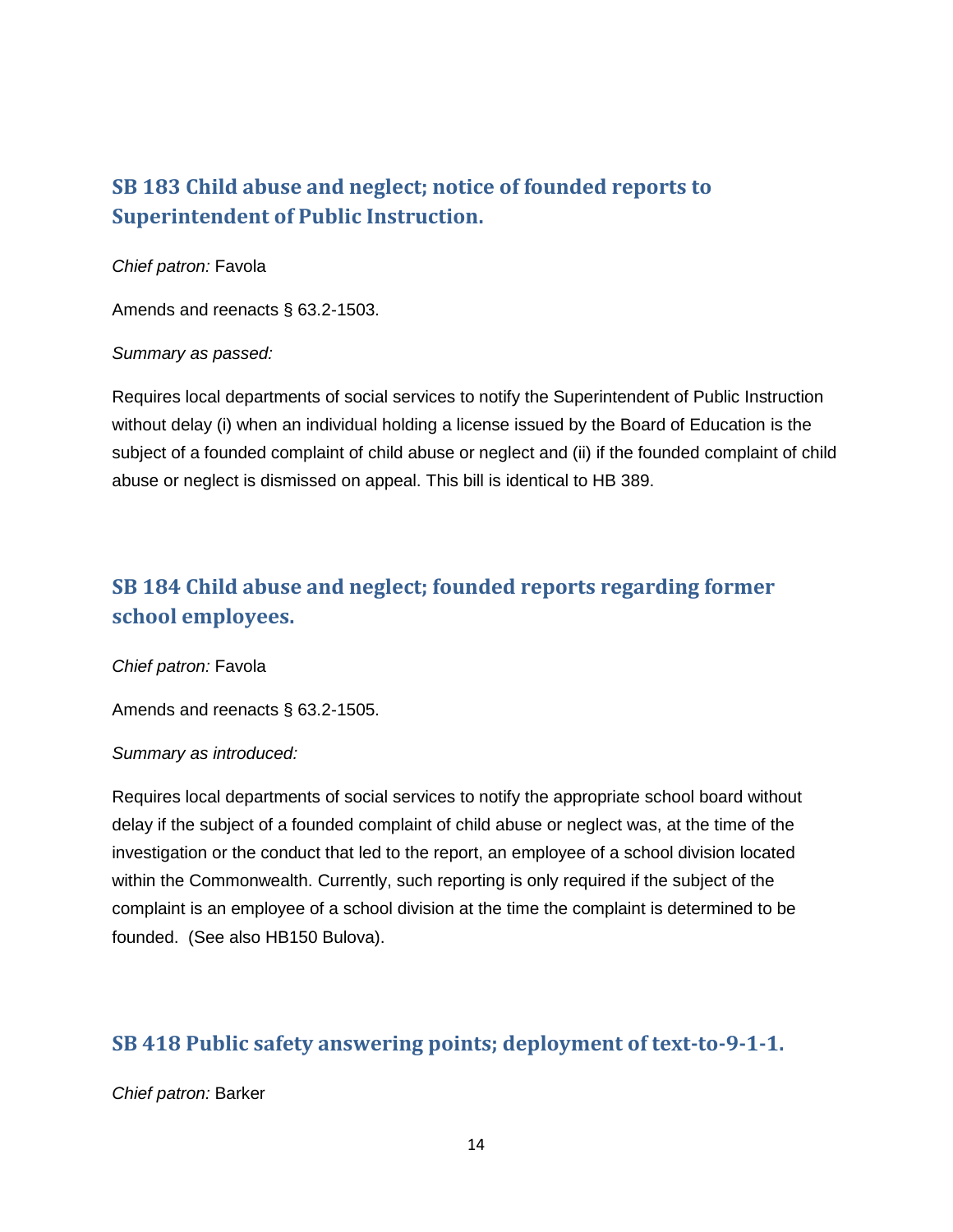## SB 183 Child abuse and neglect; notice of founded reports to Superintendent of Public Instruction.

*Chief patron:* Favola

Amends and reenacts § 63.2-1503.

*Summary as passed:*

Requires local departments of social services to notify the Superintendent of Public Instruction without delay (i) when an individual holding a license issued by the Board of Education is the subject of a founded complaint of child abuse or neglect and (ii) if the founded complaint of child abuse or neglect is dismissed on appeal. This bill is identical to HB 389.

## SB 184 Child abuse and neglect; founded reports regarding former school employees.

*Chief patron:* Favola

Amends and reenacts § 63.2-1505.

*Summary as introduced:*

Requires local departments of social services to notify the appropriate school board without delay if the subject of a founded complaint of child abuse or neglect was, at the time of the investigation or the conduct that led to the report, an employee of a school division located within the Commonwealth. Currently, such reporting is only required if the subject of the complaint is an employee of a school division at the time the complaint is determined to be founded. (See also HB150 Bulova).

## SB 418 Public safety answering points; deployment of text-to-9-1-1.

*Chief patron:* Barker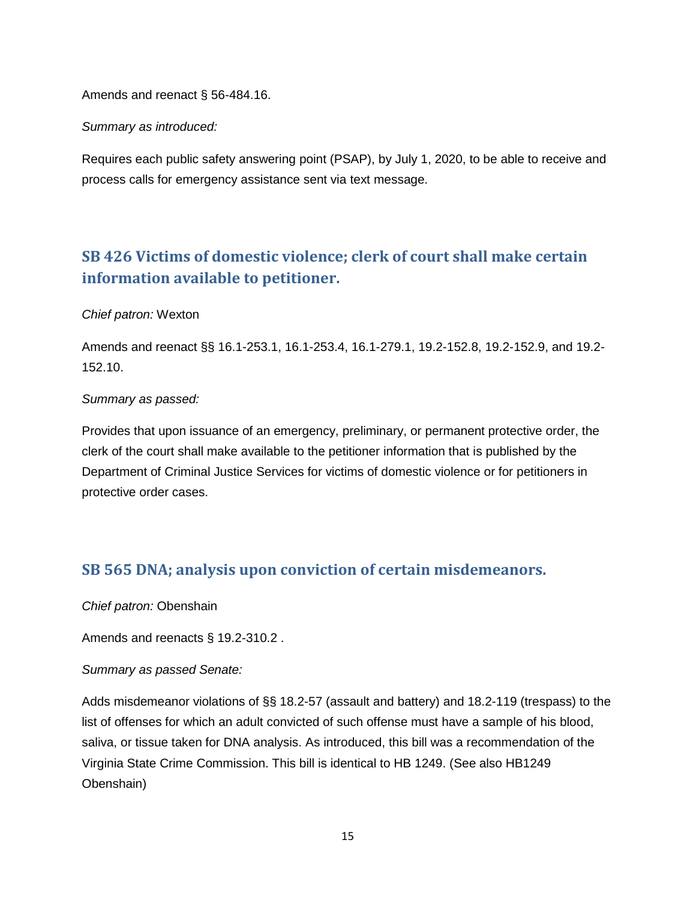Amends and reenact § 56-484.16.

*Summary as introduced:*

Requires each public safety answering point (PSAP), by July 1, 2020, to be able to receive and process calls for emergency assistance sent via text message.

## SB 426 Victims of domestic violence; clerk of court shall make certain information available to petitioner.

*Chief patron:* Wexton

Amends and reenact §§ 16.1-253.1, 16.1-253.4, 16.1-279.1, 19.2-152.8, 19.2-152.9, and 19.2-152.10.

*Summary as passed:*

Provides that upon issuance of an emergency, preliminary, or permanent protective order, the clerk of the court shall make available to the petitioner information that is published by the Department of Criminal Justice Services for victims of domestic violence or for petitioners in protective order cases.

## SB 565 DNA; analysis upon conviction of certain misdemeanors.

*Chief patron:* Obenshain

Amends and reenacts § 19.2-310.2 .

*Summary as passed Senate:*

Adds misdemeanor violations of §§ 18.2-57 (assault and battery) and 18.2-119 (trespass) to the list of offenses for which an adult convicted of such offense must have a sample of his blood, saliva, or tissue taken for DNA analysis. As introduced, this bill was a recommendation of the Virginia State Crime Commission. This bill is identical to HB 1249. (See also HB1249 Obenshain)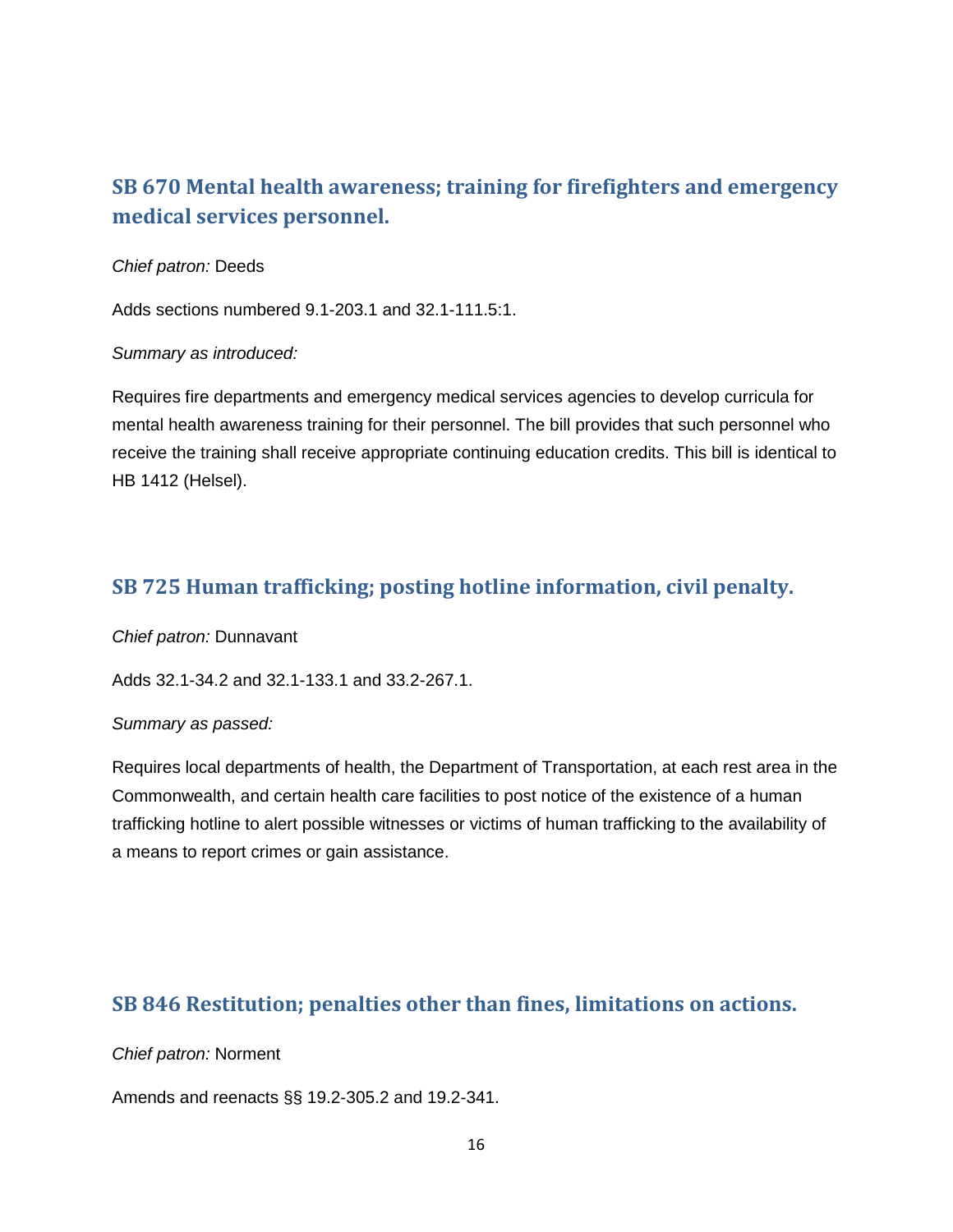## SB 670 Mental health awareness; training for firefighters and emergency medical services personnel.

*Chief patron:* Deeds

Adds sections numbered 9.1-203.1 and 32.1-111.5:1.

*Summary as introduced:*

Requires fire departments and emergency medical services agencies to develop curricula for mental health awareness training for their personnel. The bill provides that such personnel who receive the training shall receive appropriate continuing education credits. This bill is identical to HB 1412 (Helsel).

## SB 725 Human trafficking; posting hotline information, civil penalty.

*Chief patron:* Dunnavant

Adds 32.1-34.2 and 32.1-133.1 and 33.2-267.1.

*Summary as passed:*

Requires local departments of health, the Department of Transportation, at each rest area in the Commonwealth, and certain health care facilities to post notice of the existence of a human trafficking hotline to alert possible witnesses or victims of human trafficking to the availability of a means to report crimes or gain assistance.

## SB 846 Restitution; penalties other than fines, limitations on actions.

*Chief patron:* Norment

Amends and reenacts §§ 19.2-305.2 and 19.2-341.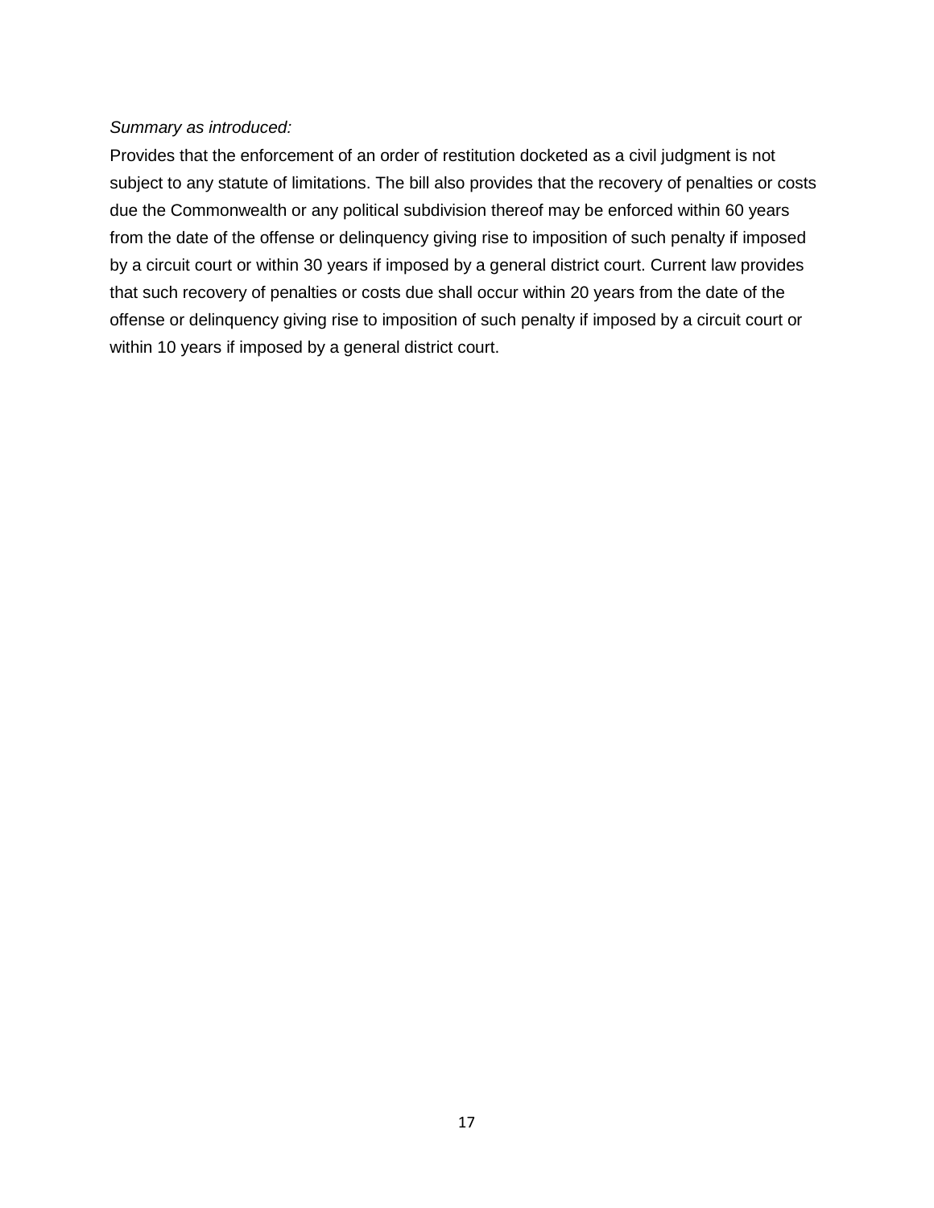*Summary as introduced:*

Provides that the enforcement of an order of restitution docketed as a civil judgment is not subject to any statute of limitations. The bill also provides that the recovery of penalties or costs due the Commonwealth or any political subdivision thereof may be enforced within 60 years from the date of the offense or delinquency giving rise to imposition of such penalty if imposed by a circuit court or within 30 years if imposed by a general district court. Current law provides that such recovery of penalties or costs due shall occur within 20 years from the date of the offense or delinquency giving rise to imposition of such penalty if imposed by a circuit court or within 10 years if imposed by a general district court.